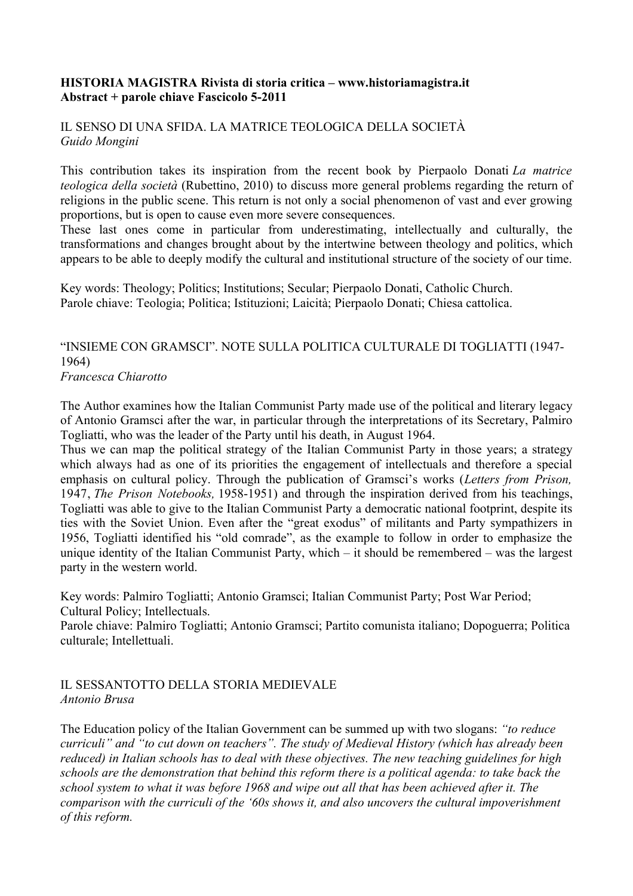**HISTORIA MAGISTRA Rivista di storia critica – www.historiamagistra.it**
**Abstract + parole chiave Fascicolo 5-2011**

## IL SENSO DI UNA SFIDA. LA MATRICE TEOLOGICA DELLA SOCIETÀ

*Guido Mongini*

This contribution takes its inspiration from the recent book by Pierpaolo Donati *La matrice teologica della società* (Rubettino, 2010) to discuss more general problems regarding the return of religions in the public scene. This return is not only a social phenomenon of vast and ever growing proportions, but is open to cause even more severe consequences.

These last ones come in particular from underestimating, intellectually and culturally, the transformations and changes brought about by the intertwine between theology and politics, which appears to be able to deeply modify the cultural and institutional structure of the society of our time.

Key words: Theology; Politics; Institutions; Secular; Pierpaolo Donati, Catholic Church.
Parole chiave: Teologia; Politica; Istituzioni; Laicità; Pierpaolo Donati; Chiesa cattolica.

## "INSIEME CON GRAMSCI". NOTE SULLA POLITICA CULTURALE DI TOGLIATTI (1947-1964)

*Francesca Chiarotto*

The Author examines how the Italian Communist Party made use of the political and literary legacy of Antonio Gramsci after the war, in particular through the interpretations of its Secretary, Palmiro Togliatti, who was the leader of the Party until his death, in August 1964.

Thus we can map the political strategy of the Italian Communist Party in those years; a strategy which always had as one of its priorities the engagement of intellectuals and therefore a special emphasis on cultural policy. Through the publication of Gramsci's works (*Letters from Prison,* 1947, *The Prison Notebooks,* 1958-1951) and through the inspiration derived from his teachings, Togliatti was able to give to the Italian Communist Party a democratic national footprint, despite its ties with the Soviet Union. Even after the "great exodus" of militants and Party sympathizers in 1956, Togliatti identified his "old comrade", as the example to follow in order to emphasize the unique identity of the Italian Communist Party, which – it should be remembered – was the largest party in the western world.

Key words: Palmiro Togliatti; Antonio Gramsci; Italian Communist Party; Post War Period; Cultural Policy; Intellectuals.
Parole chiave: Palmiro Togliatti; Antonio Gramsci; Partito comunista italiano; Dopoguerra; Politica culturale; Intellettuali.

## IL SESSANTOTTO DELLA STORIA MEDIEVALE

*Antonio Brusa*

The Education policy of the Italian Government can be summed up with two slogans: *"to reduce curriculi" and "to cut down on teachers". The study of Medieval History (which has already been reduced) in Italian schools has to deal with these objectives. The new teaching guidelines for high schools are the demonstration that behind this reform there is a political agenda: to take back the school system to what it was before 1968 and wipe out all that has been achieved after it. The comparison with the curriculi of the '60s shows it, and also uncovers the cultural impoverishment of this reform.*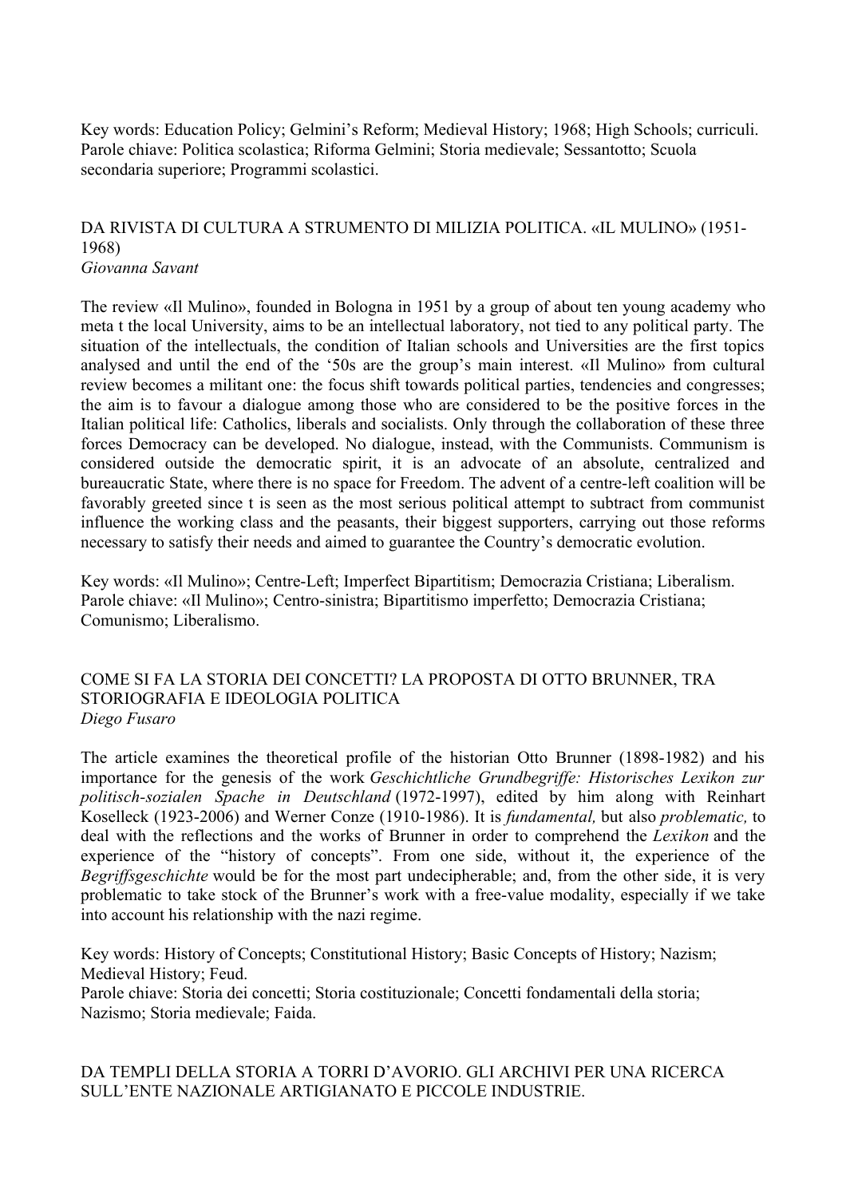Key words: Education Policy; Gelmini's Reform; Medieval History; 1968; High Schools; curriculi.
Parole chiave: Politica scolastica; Riforma Gelmini; Storia medievale; Sessantotto; Scuola secondaria superiore; Programmi scolastici.

## DA RIVISTA DI CULTURA A STRUMENTO DI MILIZIA POLITICA. «IL MULINO» (1951-1968)

*Giovanna Savant*

The review «Il Mulino», founded in Bologna in 1951 by a group of about ten young academy who meta t the local University, aims to be an intellectual laboratory, not tied to any political party. The situation of the intellectuals, the condition of Italian schools and Universities are the first topics analysed and until the end of the '50s are the group's main interest. «Il Mulino» from cultural review becomes a militant one: the focus shift towards political parties, tendencies and congresses; the aim is to favour a dialogue among those who are considered to be the positive forces in the Italian political life: Catholics, liberals and socialists. Only through the collaboration of these three forces Democracy can be developed. No dialogue, instead, with the Communists. Communism is considered outside the democratic spirit, it is an advocate of an absolute, centralized and bureaucratic State, where there is no space for Freedom. The advent of a centre-left coalition will be favorably greeted since t is seen as the most serious political attempt to subtract from communist influence the working class and the peasants, their biggest supporters, carrying out those reforms necessary to satisfy their needs and aimed to guarantee the Country's democratic evolution.

Key words: «Il Mulino»; Centre-Left; Imperfect Bipartitism; Democrazia Cristiana; Liberalism.
Parole chiave: «Il Mulino»; Centro-sinistra; Bipartitismo imperfetto; Democrazia Cristiana; Comunismo; Liberalismo.

## COME SI FA LA STORIA DEI CONCETTI? LA PROPOSTA DI OTTO BRUNNER, TRA STORIOGRAFIA E IDEOLOGIA POLITICA

*Diego Fusaro*

The article examines the theoretical profile of the historian Otto Brunner (1898-1982) and his importance for the genesis of the work *Geschichtliche Grundbegriffe: Historisches Lexikon zur politisch-sozialen Spache in Deutschland* (1972-1997), edited by him along with Reinhart Koselleck (1923-2006) and Werner Conze (1910-1986). It is *fundamental,* but also *problematic,* to deal with the reflections and the works of Brunner in order to comprehend the *Lexikon* and the experience of the "history of concepts". From one side, without it, the experience of the *Begriffsgeschichte* would be for the most part undecipherable; and, from the other side, it is very problematic to take stock of the Brunner's work with a free-value modality, especially if we take into account his relationship with the nazi regime.

Key words: History of Concepts; Constitutional History; Basic Concepts of History; Nazism; Medieval History; Feud.
Parole chiave: Storia dei concetti; Storia costituzionale; Concetti fondamentali della storia; Nazismo; Storia medievale; Faida.

## DA TEMPLI DELLA STORIA A TORRI D'AVORIO. GLI ARCHIVI PER UNA RICERCA SULL'ENTE NAZIONALE ARTIGIANATO E PICCOLE INDUSTRIE.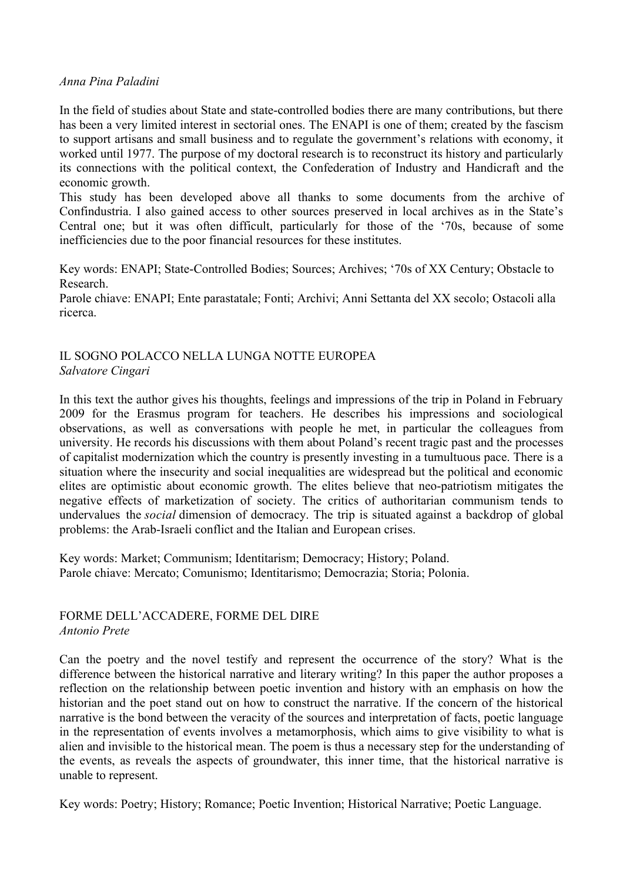*Anna Pina Paladini*

In the field of studies about State and state-controlled bodies there are many contributions, but there has been a very limited interest in sectorial ones. The ENAPI is one of them; created by the fascism to support artisans and small business and to regulate the government's relations with economy, it worked until 1977. The purpose of my doctoral research is to reconstruct its history and particularly its connections with the political context, the Confederation of Industry and Handicraft and the economic growth.
This study has been developed above all thanks to some documents from the archive of Confindustria. I also gained access to other sources preserved in local archives as in the State's Central one; but it was often difficult, particularly for those of the '70s, because of some inefficiencies due to the poor financial resources for these institutes.

Key words: ENAPI; State-Controlled Bodies; Sources; Archives; '70s of XX Century; Obstacle to Research.
Parole chiave: ENAPI; Ente parastatale; Fonti; Archivi; Anni Settanta del XX secolo; Ostacoli alla ricerca.

## IL SOGNO POLACCO NELLA LUNGA NOTTE EUROPEA

*Salvatore Cingari*

In this text the author gives his thoughts, feelings and impressions of the trip in Poland in February 2009 for the Erasmus program for teachers. He describes his impressions and sociological observations, as well as conversations with people he met, in particular the colleagues from university. He records his discussions with them about Poland's recent tragic past and the processes of capitalist modernization which the country is presently investing in a tumultuous pace. There is a situation where the insecurity and social inequalities are widespread but the political and economic elites are optimistic about economic growth. The elites believe that neo-patriotism mitigates the negative effects of marketization of society. The critics of authoritarian communism tends to undervalues the *social* dimension of democracy. The trip is situated against a backdrop of global problems: the Arab-Israeli conflict and the Italian and European crises.

Key words: Market; Communism; Identitarism; Democracy; History; Poland.
Parole chiave: Mercato; Comunismo; Identitarismo; Democrazia; Storia; Polonia.

## FORME DELL'ACCADERE, FORME DEL DIRE

*Antonio Prete*

Can the poetry and the novel testify and represent the occurrence of the story? What is the difference between the historical narrative and literary writing? In this paper the author proposes a reflection on the relationship between poetic invention and history with an emphasis on how the historian and the poet stand out on how to construct the narrative. If the concern of the historical narrative is the bond between the veracity of the sources and interpretation of facts, poetic language in the representation of events involves a metamorphosis, which aims to give visibility to what is alien and invisible to the historical mean. The poem is thus a necessary step for the understanding of the events, as reveals the aspects of groundwater, this inner time, that the historical narrative is unable to represent.

Key words: Poetry; History; Romance; Poetic Invention; Historical Narrative; Poetic Language.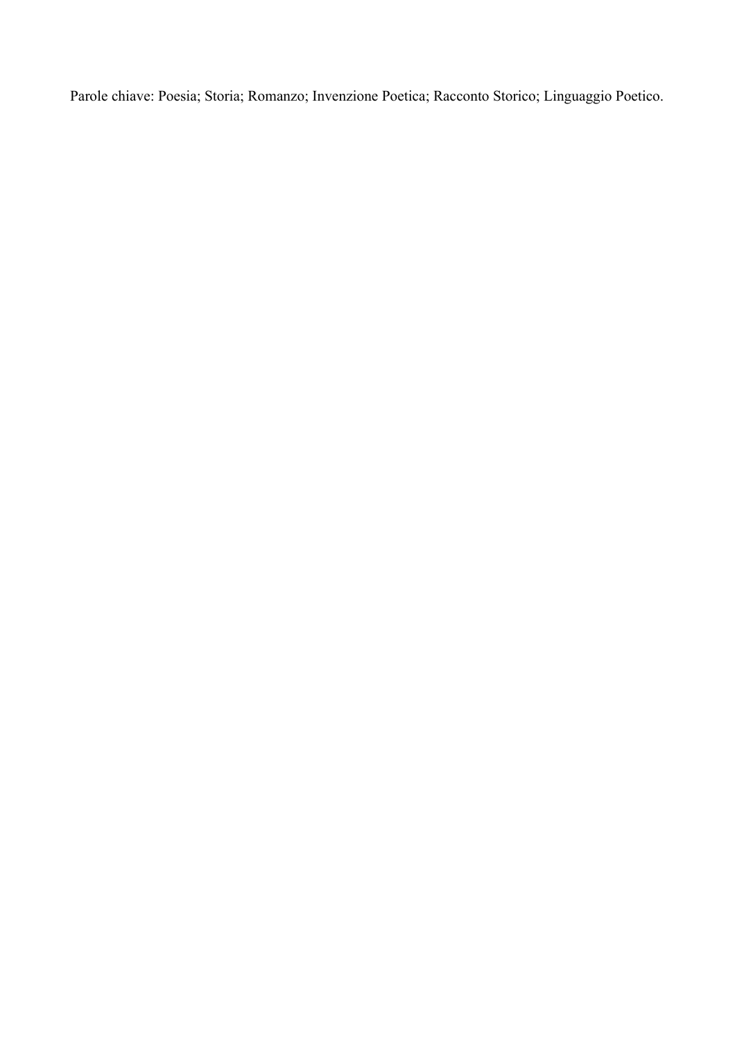Parole chiave: Poesia; Storia; Romanzo; Invenzione Poetica; Racconto Storico; Linguaggio Poetico.